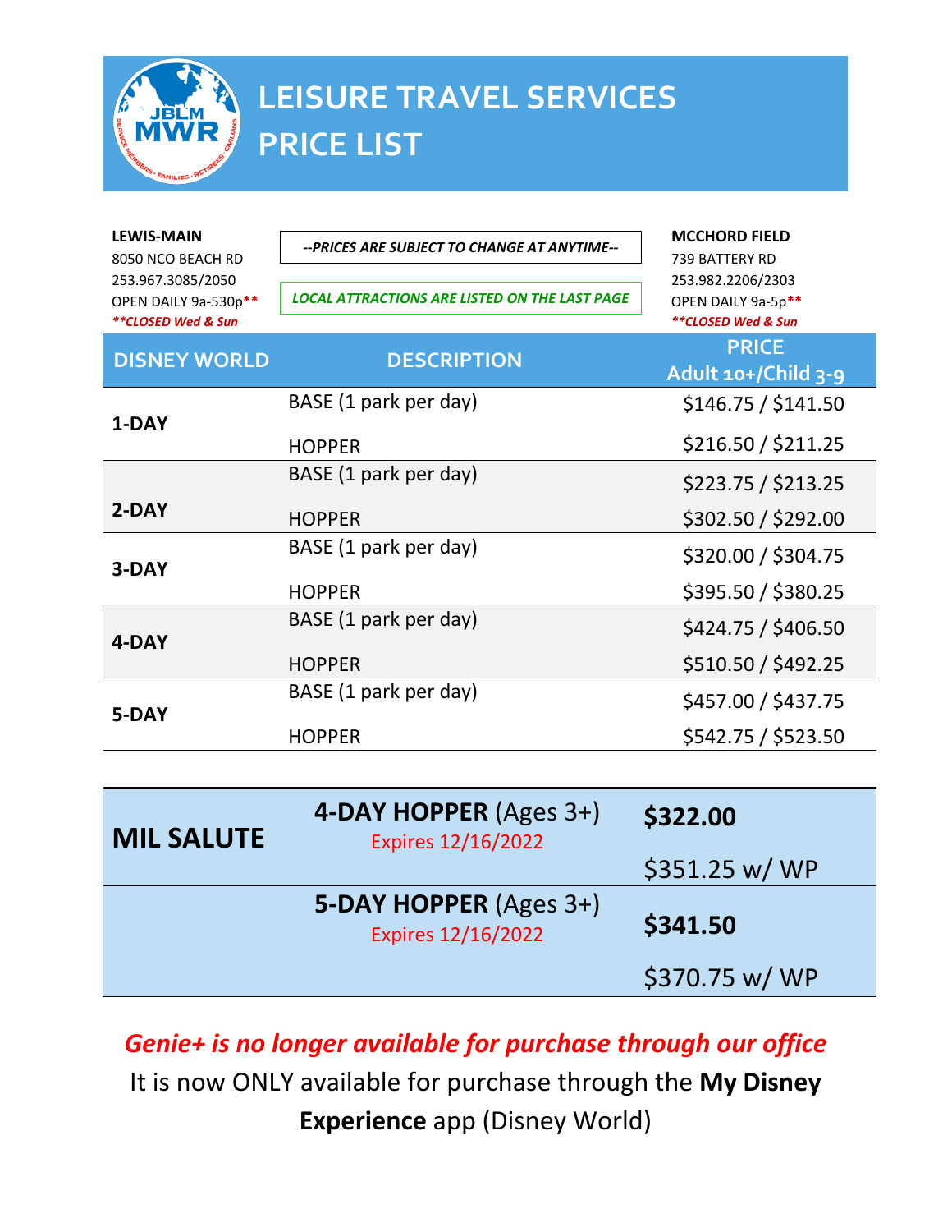# LEISURE TRAVEL SERVICES PRICE LIST

**LEWIS-MAIN**
8050 NCO BEACH RD
253.967.3085/2050
OPEN DAILY 9a-530p**
***CLOSED Wed & Sun*

*--PRICES ARE SUBJECT TO CHANGE AT ANYTIME--*

*LOCAL ATTRACTIONS ARE LISTED ON THE LAST PAGE*

**MCCHORD FIELD**
739 BATTERY RD
253.982.2206/2303
OPEN DAILY 9a-5p**
***CLOSED Wed & Sun*

| DISNEY WORLD | DESCRIPTION | PRICE Adult 10+/Child 3-9 |
|---|---|---|
| **1-DAY** | BASE (1 park per day) | $146.75 / $141.50 |
| | HOPPER | $216.50 / $211.25 |
| **2-DAY** | BASE (1 park per day) | $223.75 / $213.25 |
| | HOPPER | $302.50 / $292.00 |
| **3-DAY** | BASE (1 park per day) | $320.00 / $304.75 |
| | HOPPER | $395.50 / $380.25 |
| **4-DAY** | BASE (1 park per day) | $424.75 / $406.50 |
| | HOPPER | $510.50 / $492.25 |
| **5-DAY** | BASE (1 park per day) | $457.00 / $437.75 |
| | HOPPER | $542.75 / $523.50 |

| MIL SALUTE | DESCRIPTION | PRICE |
|---|---|---|
| **MIL SALUTE** | **4-DAY HOPPER** (Ages 3+) Expires 12/16/2022 | **$322.00** |
| | | $351.25 w/ WP |
| | **5-DAY HOPPER** (Ages 3+) Expires 12/16/2022 | **$341.50** |
| | | $370.75 w/ WP |

***Genie+ is no longer available for purchase through our office***

It is now ONLY available for purchase through the **My Disney Experience** app (Disney World)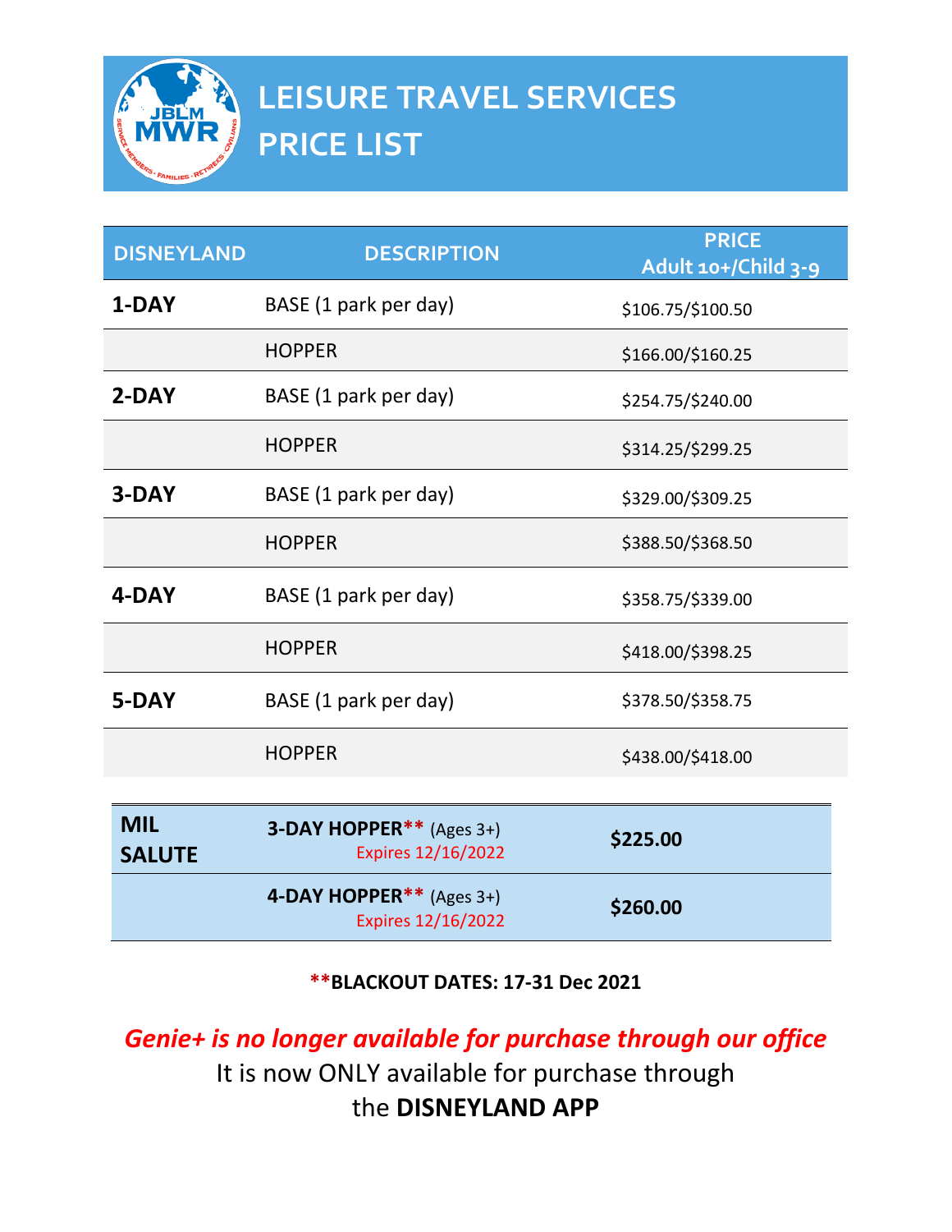# LEISURE TRAVEL SERVICES PRICE LIST

| DISNEYLAND | DESCRIPTION | PRICE Adult 10+/Child 3-9 |
|---|---|---|
| **1-DAY** | BASE (1 park per day) | $106.75/$100.50 |
| | HOPPER | $166.00/$160.25 |
| **2-DAY** | BASE (1 park per day) | $254.75/$240.00 |
| | HOPPER | $314.25/$299.25 |
| **3-DAY** | BASE (1 park per day) | $329.00/$309.25 |
| | HOPPER | $388.50/$368.50 |
| **4-DAY** | BASE (1 park per day) | $358.75/$339.00 |
| | HOPPER | $418.00/$398.25 |
| **5-DAY** | BASE (1 park per day) | $378.50/$358.75 |
| | HOPPER | $438.00/$418.00 |

| | | |
|---|---|---|
| **MIL SALUTE** | **3-DAY HOPPER**** (Ages 3+) Expires 12/16/2022 | **$225.00** |
| | **4-DAY HOPPER**** (Ages 3+) Expires 12/16/2022 | **$260.00** |

****BLACKOUT DATES: 17-31 Dec 2021**

***Genie+ is no longer available for purchase through our office***

It is now ONLY available for purchase through the **DISNEYLAND APP**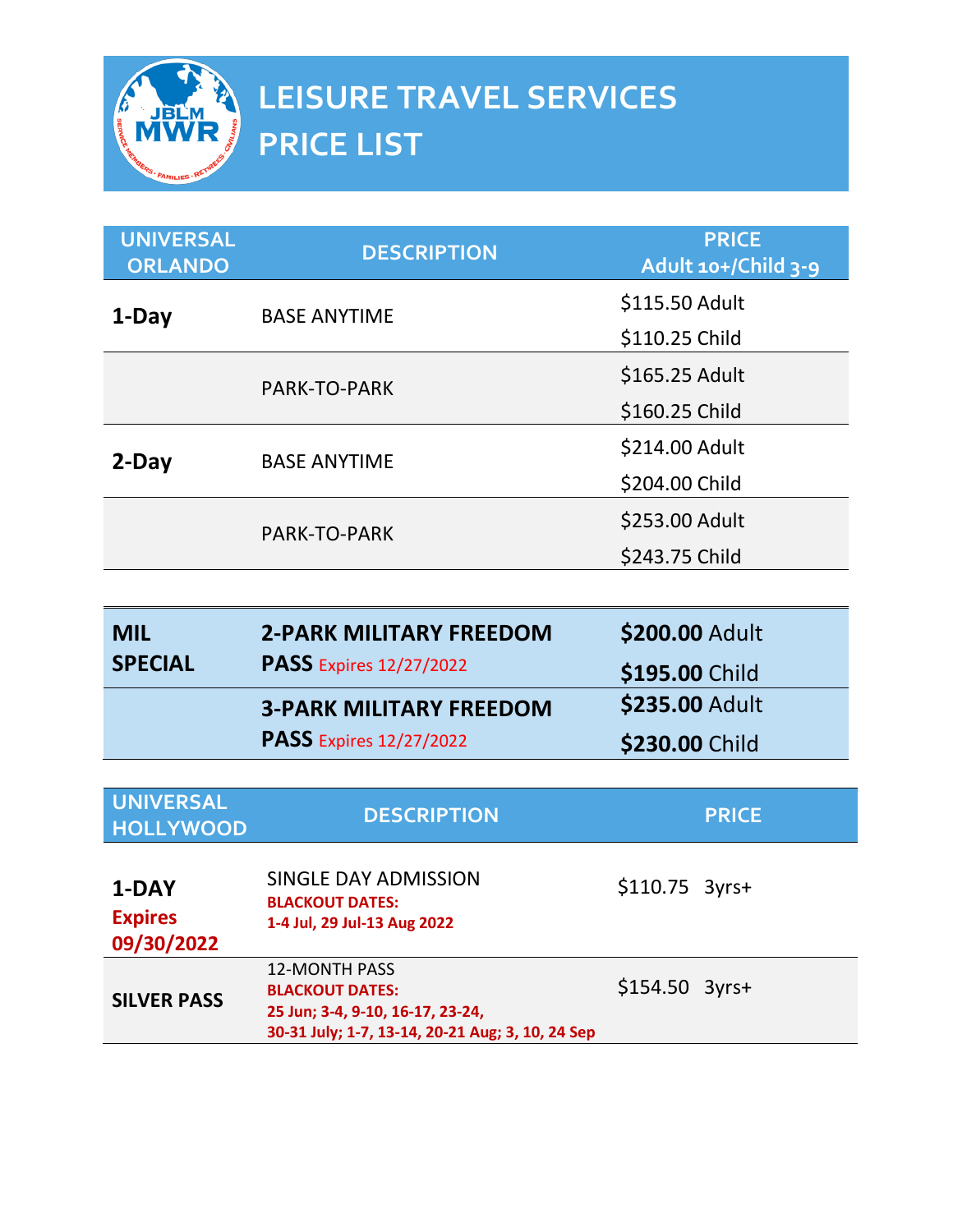# LEISURE TRAVEL SERVICES PRICE LIST

| UNIVERSAL ORLANDO | DESCRIPTION | PRICE Adult 10+/Child 3-9 |
|---|---|---|
| **1-Day** | BASE ANYTIME | $115.50 Adult<br>$110.25 Child |
| | PARK-TO-PARK | $165.25 Adult<br>$160.25 Child |
| **2-Day** | BASE ANYTIME | $214.00 Adult<br>$204.00 Child |
| | PARK-TO-PARK | $253.00 Adult<br>$243.75 Child |

| | | |
|---|---|---|
| **MIL SPECIAL** | **2-PARK MILITARY FREEDOM PASS** Expires 12/27/2022 | **$200.00** Adult<br>**$195.00** Child |
| | **3-PARK MILITARY FREEDOM PASS** Expires 12/27/2022 | **$235.00** Adult<br>**$230.00** Child |

| UNIVERSAL HOLLYWOOD | DESCRIPTION | PRICE |
|---|---|---|
| **1-DAY** **Expires 09/30/2022** | SINGLE DAY ADMISSION **BLACKOUT DATES: 1-4 Jul, 29 Jul-13 Aug 2022** | $110.75 3yrs+ |
| **SILVER PASS** | 12-MONTH PASS **BLACKOUT DATES: 25 Jun; 3-4, 9-10, 16-17, 23-24, 30-31 July; 1-7, 13-14, 20-21 Aug; 3, 10, 24 Sep** | $154.50 3yrs+ |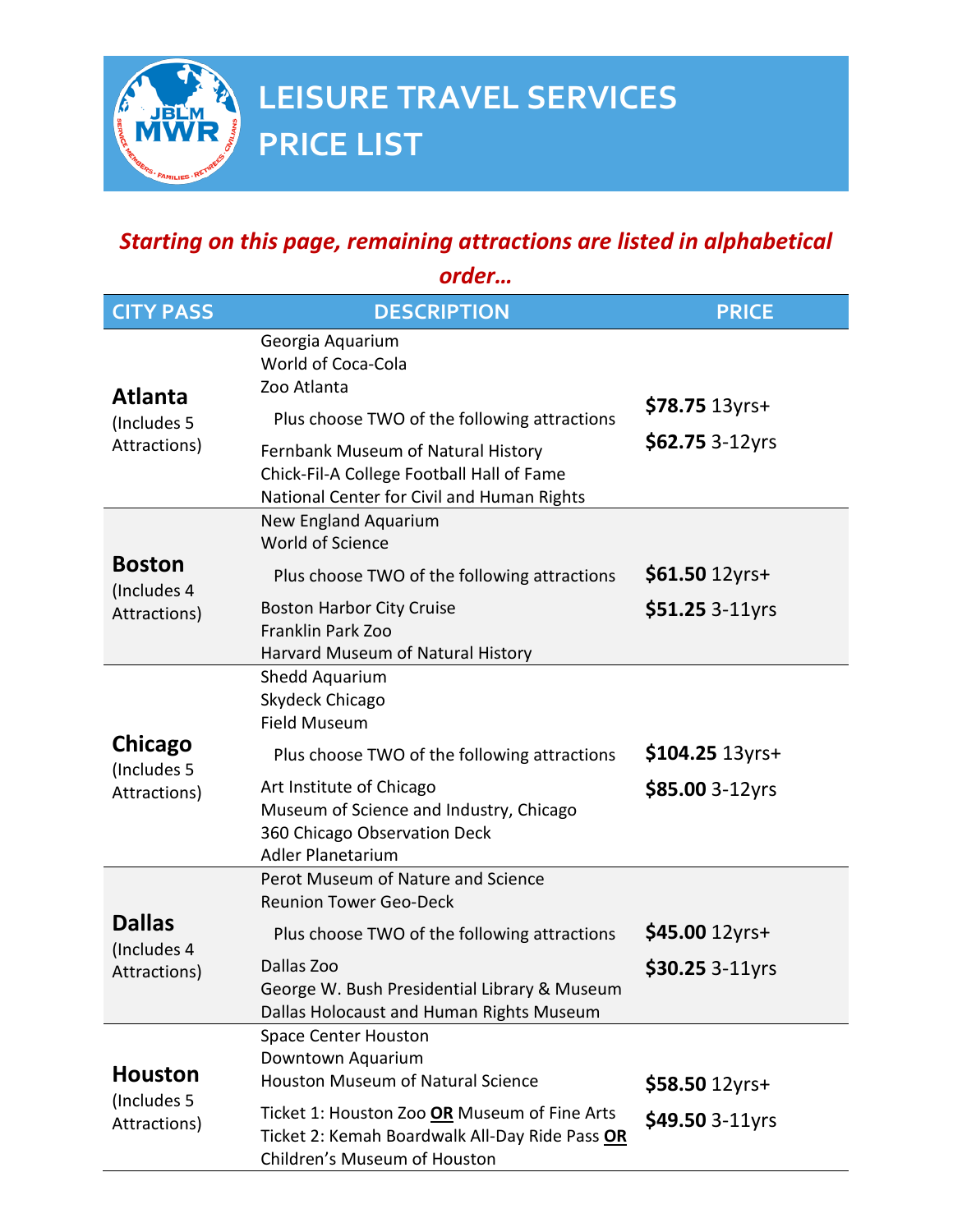# LEISURE TRAVEL SERVICES PRICE LIST

***Starting on this page, remaining attractions are listed in alphabetical order…***

| CITY PASS | DESCRIPTION | PRICE |
|---|---|---|
| **Atlanta** (Includes 5 Attractions) | Georgia Aquarium<br>World of Coca-Cola<br>Zoo Atlanta<br>Plus choose TWO of the following attractions<br>Fernbank Museum of Natural History<br>Chick-Fil-A College Football Hall of Fame<br>National Center for Civil and Human Rights | **$78.75** 13yrs+<br>**$62.75** 3-12yrs |
| **Boston** (Includes 4 Attractions) | New England Aquarium<br>World of Science<br>Plus choose TWO of the following attractions<br>Boston Harbor City Cruise<br>Franklin Park Zoo<br>Harvard Museum of Natural History | **$61.50** 12yrs+<br>**$51.25** 3-11yrs |
| **Chicago** (Includes 5 Attractions) | Shedd Aquarium<br>Skydeck Chicago<br>Field Museum<br>Plus choose TWO of the following attractions<br>Art Institute of Chicago<br>Museum of Science and Industry, Chicago<br>360 Chicago Observation Deck<br>Adler Planetarium | **$104.25** 13yrs+<br>**$85.00** 3-12yrs |
| **Dallas** (Includes 4 Attractions) | Perot Museum of Nature and Science<br>Reunion Tower Geo-Deck<br>Plus choose TWO of the following attractions<br>Dallas Zoo<br>George W. Bush Presidential Library & Museum<br>Dallas Holocaust and Human Rights Museum | **$45.00** 12yrs+<br>**$30.25** 3-11yrs |
| **Houston** (Includes 5 Attractions) | Space Center Houston<br>Downtown Aquarium<br>Houston Museum of Natural Science<br>Ticket 1: Houston Zoo **OR** Museum of Fine Arts<br>Ticket 2: Kemah Boardwalk All-Day Ride Pass **OR** Children's Museum of Houston | **$58.50** 12yrs+<br>**$49.50** 3-11yrs |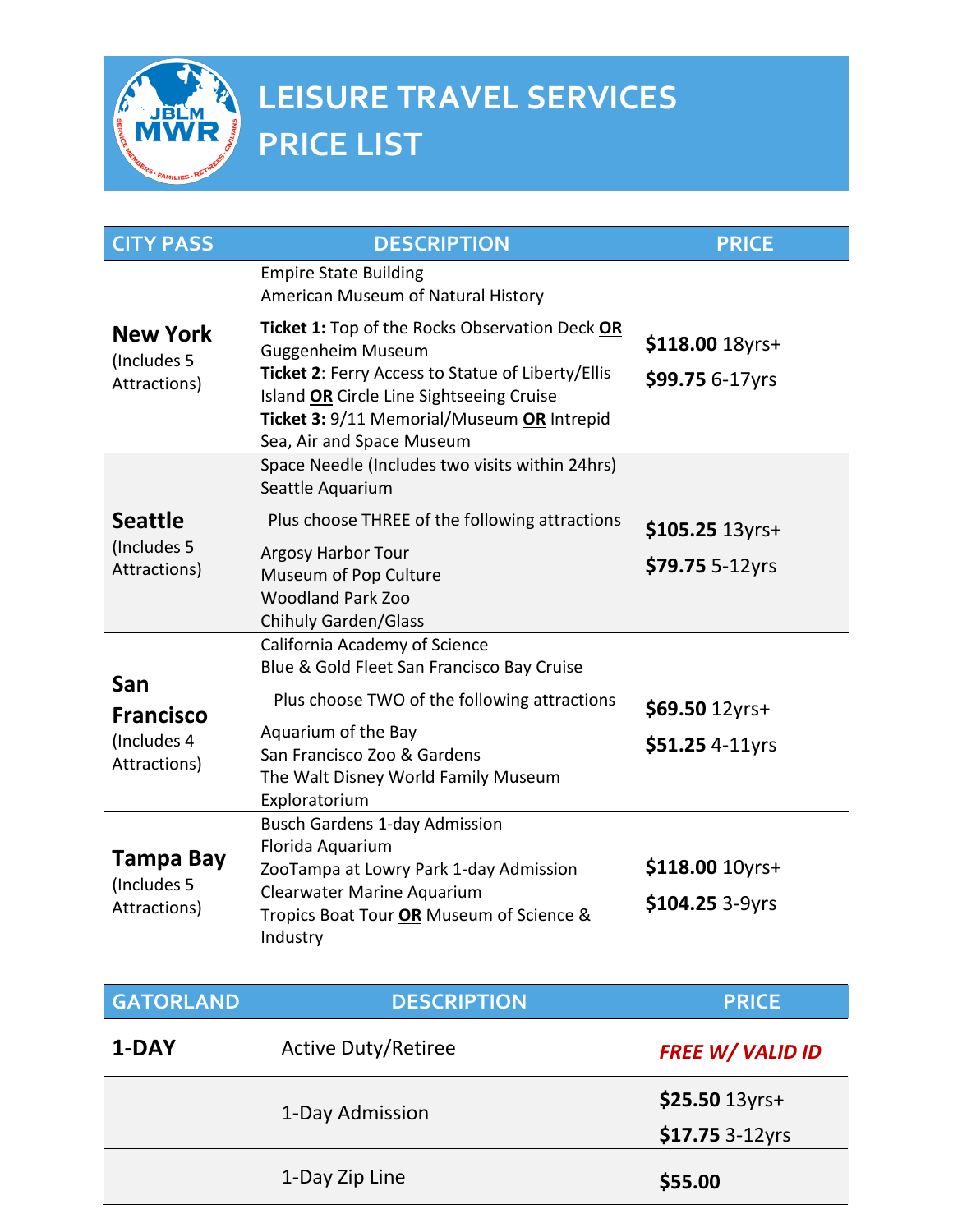# LEISURE TRAVEL SERVICES PRICE LIST

| CITY PASS | DESCRIPTION | PRICE |
|---|---|---|
| **New York** (Includes 5 Attractions) | Empire State Building<br>American Museum of Natural History<br>**Ticket 1:** Top of the Rocks Observation Deck **OR** Guggenheim Museum<br>**Ticket 2**: Ferry Access to Statue of Liberty/Ellis Island **OR** Circle Line Sightseeing Cruise<br>**Ticket 3:** 9/11 Memorial/Museum **OR** Intrepid Sea, Air and Space Museum | **$118.00** 18yrs+<br>**$99.75** 6-17yrs |
| **Seattle** (Includes 5 Attractions) | Space Needle (Includes two visits within 24hrs)<br>Seattle Aquarium<br>Plus choose THREE of the following attractions<br>Argosy Harbor Tour<br>Museum of Pop Culture<br>Woodland Park Zoo<br>Chihuly Garden/Glass | **$105.25** 13yrs+<br>**$79.75** 5-12yrs |
| **San Francisco** (Includes 4 Attractions) | California Academy of Science<br>Blue & Gold Fleet San Francisco Bay Cruise<br>Plus choose TWO of the following attractions<br>Aquarium of the Bay<br>San Francisco Zoo & Gardens<br>The Walt Disney World Family Museum<br>Exploratorium | **$69.50** 12yrs+<br>**$51.25** 4-11yrs |
| **Tampa Bay** (Includes 5 Attractions) | Busch Gardens 1-day Admission<br>Florida Aquarium<br>ZooTampa at Lowry Park 1-day Admission<br>Clearwater Marine Aquarium<br>Tropics Boat Tour **OR** Museum of Science & Industry | **$118.00** 10yrs+<br>**$104.25** 3-9yrs |

| GATORLAND | DESCRIPTION | PRICE |
|---|---|---|
| **1-DAY** | Active Duty/Retiree | ***FREE W/ VALID ID*** |
| | 1-Day Admission | **$25.50** 13yrs+<br>**$17.75** 3-12yrs |
| | 1-Day Zip Line | **$55.00** |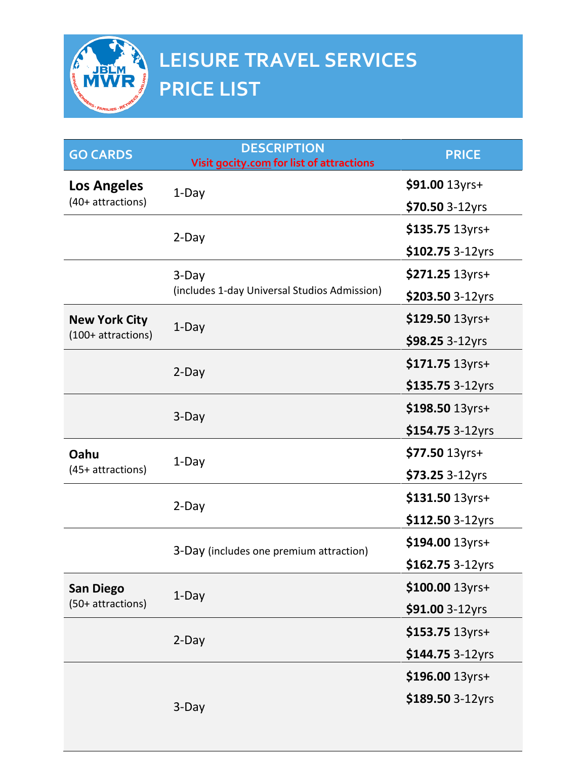# LEISURE TRAVEL SERVICES PRICE LIST

| GO CARDS | DESCRIPTION<br>Visit gocity.com for list of attractions | PRICE |
|---|---|---|
| **Los Angeles**<br>(40+ attractions) | 1-Day | **$91.00** 13yrs+<br>**$70.50** 3-12yrs |
| | 2-Day | **$135.75** 13yrs+<br>**$102.75** 3-12yrs |
| | 3-Day<br>(includes 1-day Universal Studios Admission) | **$271.25** 13yrs+<br>**$203.50** 3-12yrs |
| **New York City**<br>(100+ attractions) | 1-Day | **$129.50** 13yrs+<br>**$98.25** 3-12yrs |
| | 2-Day | **$171.75** 13yrs+<br>**$135.75** 3-12yrs |
| | 3-Day | **$198.50** 13yrs+<br>**$154.75** 3-12yrs |
| **Oahu**<br>(45+ attractions) | 1-Day | **$77.50** 13yrs+<br>**$73.25** 3-12yrs |
| | 2-Day | **$131.50** 13yrs+<br>**$112.50** 3-12yrs |
| | 3-Day (includes one premium attraction) | **$194.00** 13yrs+<br>**$162.75** 3-12yrs |
| **San Diego**<br>(50+ attractions) | 1-Day | **$100.00** 13yrs+<br>**$91.00** 3-12yrs |
| | 2-Day | **$153.75** 13yrs+<br>**$144.75** 3-12yrs |
| | 3-Day | **$196.00** 13yrs+<br>**$189.50** 3-12yrs |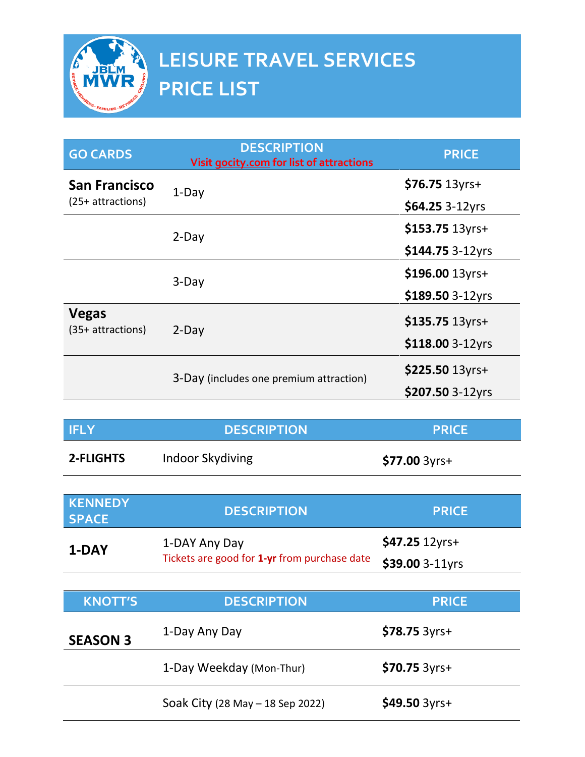# LEISURE TRAVEL SERVICES PRICE LIST

| GO CARDS | DESCRIPTION<br>Visit gocity.com for list of attractions | PRICE |
|---|---|---|
| **San Francisco** (25+ attractions) | 1-Day | **$76.75** 13yrs+<br>**$64.25** 3-12yrs |
| | 2-Day | **$153.75** 13yrs+<br>**$144.75** 3-12yrs |
| | 3-Day | **$196.00** 13yrs+<br>**$189.50** 3-12yrs |
| **Vegas** (35+ attractions) | 2-Day | **$135.75** 13yrs+<br>**$118.00** 3-12yrs |
| | 3-Day (includes one premium attraction) | **$225.50** 13yrs+<br>**$207.50** 3-12yrs |

| IFLY | DESCRIPTION | PRICE |
|---|---|---|
| **2-FLIGHTS** | Indoor Skydiving | **$77.00** 3yrs+ |

| KENNEDY SPACE | DESCRIPTION | PRICE |
|---|---|---|
| **1-DAY** | 1-DAY Any Day<br>Tickets are good for **1-yr** from purchase date | **$47.25** 12yrs+<br>**$39.00** 3-11yrs |

| KNOTT'S | DESCRIPTION | PRICE |
|---|---|---|
| **SEASON 3** | 1-Day Any Day | **$78.75** 3yrs+ |
| | 1-Day Weekday (Mon-Thur) | **$70.75** 3yrs+ |
| | Soak City (28 May – 18 Sep 2022) | **$49.50** 3yrs+ |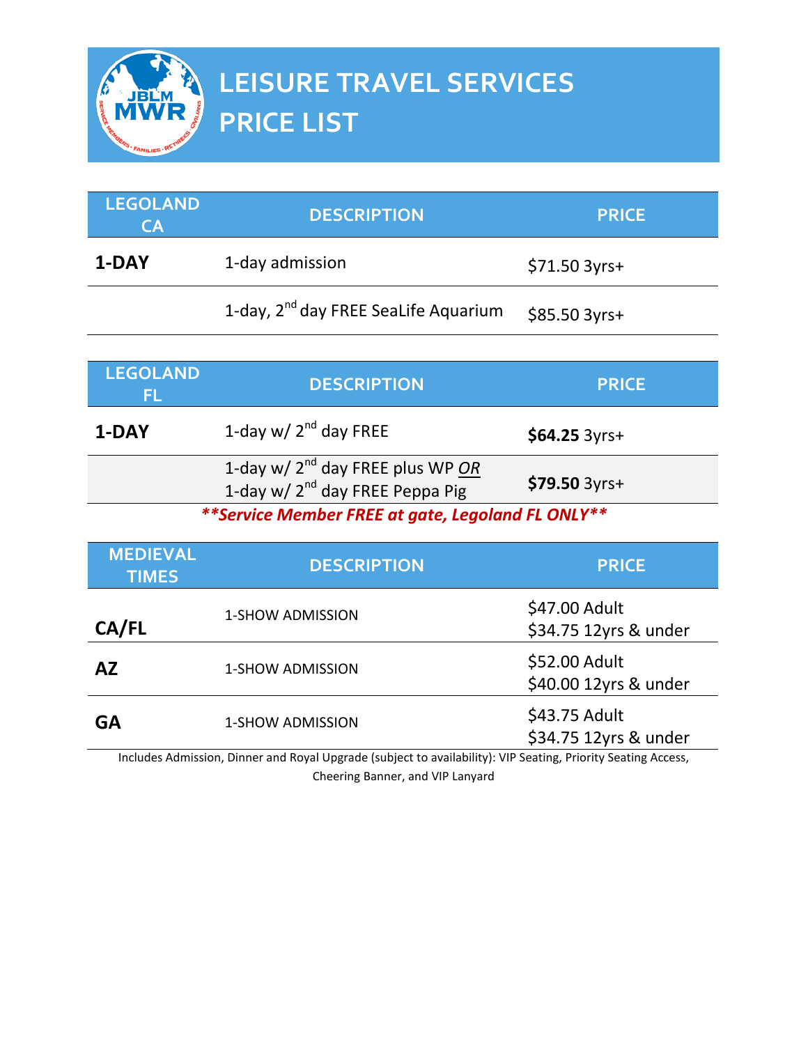# LEISURE TRAVEL SERVICES PRICE LIST

| LEGOLAND CA | DESCRIPTION | PRICE |
|---|---|---|
| **1-DAY** | 1-day admission | $71.50 3yrs+ |
| | 1-day, 2nd day FREE SeaLife Aquarium | $85.50 3yrs+ |

| LEGOLAND FL | DESCRIPTION | PRICE |
|---|---|---|
| **1-DAY** | 1-day w/ 2nd day FREE | **$64.25** 3yrs+ |
| | 1-day w/ 2nd day FREE plus WP *OR* 1-day w/ 2nd day FREE Peppa Pig | **$79.50** 3yrs+ |

***\*\*Service Member FREE at gate, Legoland FL ONLY\*\****

| MEDIEVAL TIMES | DESCRIPTION | PRICE |
|---|---|---|
| **CA/FL** | 1-SHOW ADMISSION | $47.00 Adult<br>$34.75 12yrs & under |
| **AZ** | 1-SHOW ADMISSION | $52.00 Adult<br>$40.00 12yrs & under |
| **GA** | 1-SHOW ADMISSION | $43.75 Adult<br>$34.75 12yrs & under |

Includes Admission, Dinner and Royal Upgrade (subject to availability): VIP Seating, Priority Seating Access, Cheering Banner, and VIP Lanyard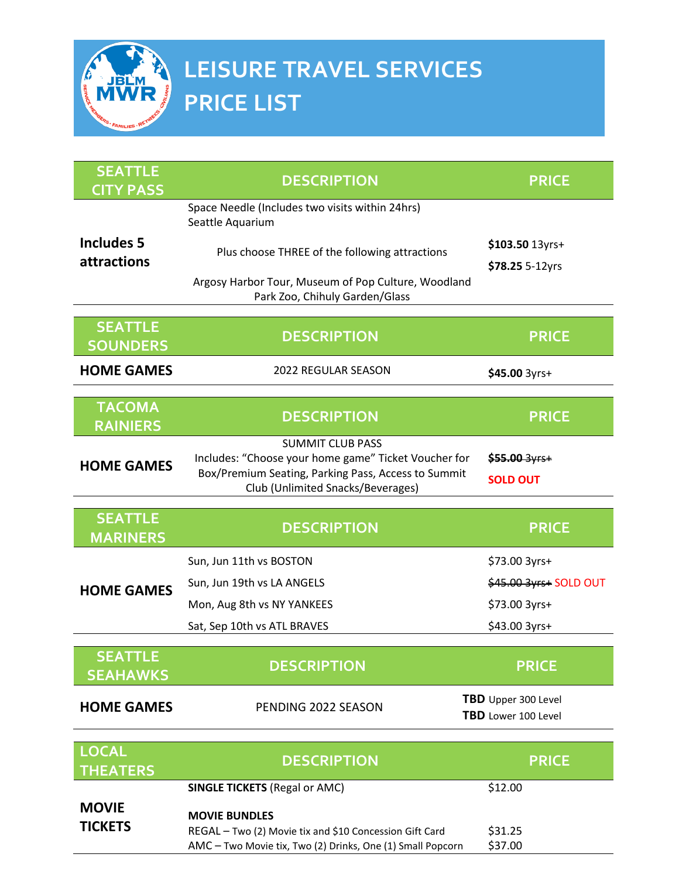# LEISURE TRAVEL SERVICES PRICE LIST

| SEATTLE CITY PASS | DESCRIPTION | PRICE |
|---|---|---|
| **Includes 5 attractions** | Space Needle (Includes two visits within 24hrs)<br>Seattle Aquarium<br>Plus choose THREE of the following attractions<br>Argosy Harbor Tour, Museum of Pop Culture, Woodland Park Zoo, Chihuly Garden/Glass | **$103.50** 13yrs+<br>**$78.25** 5-12yrs |

| SEATTLE SOUNDERS | DESCRIPTION | PRICE |
|---|---|---|
| **HOME GAMES** | 2022 REGULAR SEASON | **$45.00** 3yrs+ |

| TACOMA RAINIERS | DESCRIPTION | PRICE |
|---|---|---|
| **HOME GAMES** | SUMMIT CLUB PASS<br>Includes: "Choose your home game" Ticket Voucher for Box/Premium Seating, Parking Pass, Access to Summit Club (Unlimited Snacks/Beverages) | ~~**$55.00** 3yrs+~~<br>**SOLD OUT** |

| SEATTLE MARINERS | DESCRIPTION | PRICE |
|---|---|---|
| **HOME GAMES** | Sun, Jun 11th vs BOSTON | $73.00 3yrs+ |
| | Sun, Jun 19th vs LA ANGELS | ~~$45.00 3yrs+~~ SOLD OUT |
| | Mon, Aug 8th vs NY YANKEES | $73.00 3yrs+ |
| | Sat, Sep 10th vs ATL BRAVES | $43.00 3yrs+ |

| SEATTLE SEAHAWKS | DESCRIPTION | PRICE |
|---|---|---|
| **HOME GAMES** | PENDING 2022 SEASON | **TBD** Upper 300 Level<br>**TBD** Lower 100 Level |

| LOCAL THEATERS | DESCRIPTION | PRICE |
|---|---|---|
| **MOVIE TICKETS** | **SINGLE TICKETS** (Regal or AMC) | $12.00 |
| | **MOVIE BUNDLES**<br>REGAL – Two (2) Movie tix and $10 Concession Gift Card | $31.25 |
| | AMC – Two Movie tix, Two (2) Drinks, One (1) Small Popcorn | $37.00 |